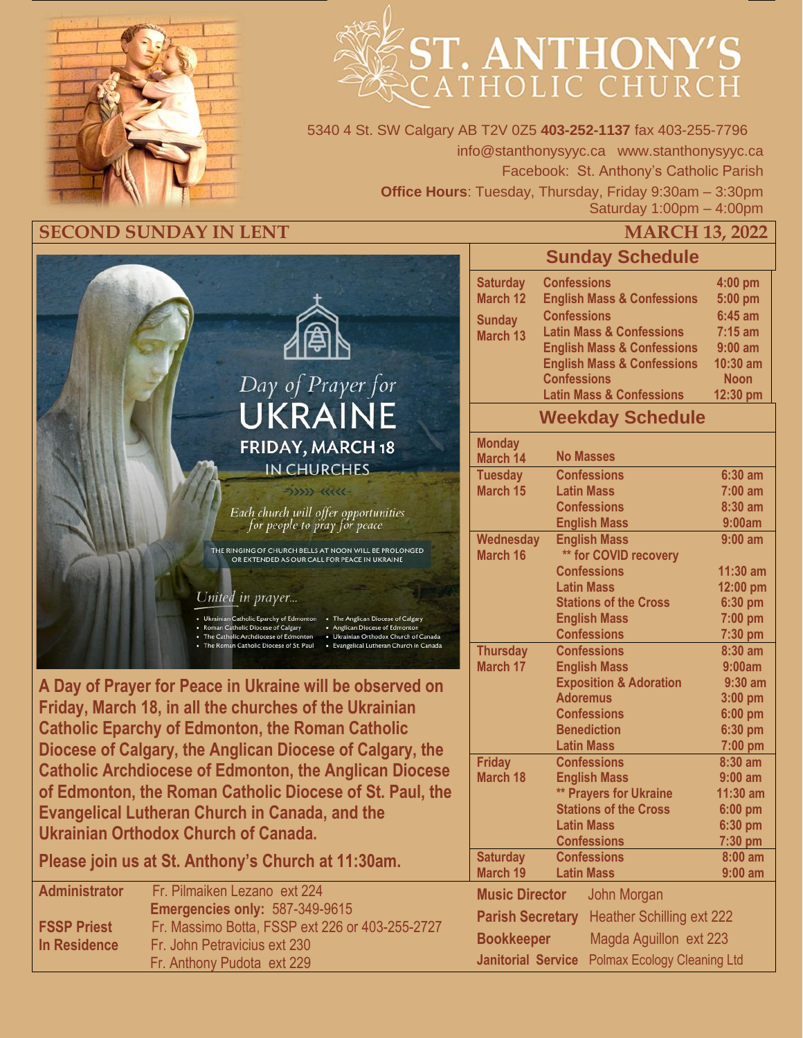# ST. ANTHONY'S CATHOLIC CHURCH

5340 4 St. SW Calgary AB T2V 0Z5 **403-252-1137** fax 403-255-7796
info@stanthonysyyc.ca www.stanthonysyyc.ca
Facebook: St. Anthony's Catholic Parish
**Office Hours**: Tuesday, Thursday, Friday 9:30am – 3:30pm
Saturday 1:00pm – 4:00pm

## SECOND SUNDAY IN LENT — MARCH 13, 2022

Day of Prayer for UKRAINE
FRIDAY, MARCH 18
IN CHURCHES

*Each church will offer opportunities for people to pray for peace*

THE RINGING OF CHURCH BELLS AT NOON WILL BE PROLONGED OR EXTENDED AS OUR CALL FOR PEACE IN UKRAINE

*United in prayer...*

- Ukrainian Catholic Eparchy of Edmonton
- Roman Catholic Diocese of Calgary
- The Catholic Archdiocese of Edmonton
- The Roman Catholic Diocese of St. Paul
- The Anglican Diocese of Calgary
- Anglican Diocese of Edmonton
- Ukrainian Orthodox Church of Canada
- Evangelical Lutheran Church in Canada

**A Day of Prayer for Peace in Ukraine will be observed on Friday, March 18, in all the churches of the Ukrainian Catholic Eparchy of Edmonton, the Roman Catholic Diocese of Calgary, the Anglican Diocese of Calgary, the Catholic Archdiocese of Edmonton, the Anglican Diocese of Edmonton, the Roman Catholic Diocese of St. Paul, the Evangelical Lutheran Church in Canada, and the Ukrainian Orthodox Church of Canada.**

**Please join us at St. Anthony's Church at 11:30am.**

| | |
|---|---|
| **Administrator** | Fr. Pilmaiken Lezano ext 224 |
| | **Emergencies only:** 587-349-9615 |
| **FSSP Priest** | Fr. Massimo Botta, FSSP ext 226 or 403-255-2727 |
| **In Residence** | Fr. John Petravicius ext 230 |
| | Fr. Anthony Pudota ext 229 |

## Sunday Schedule

| Day | Service | Time |
|---|---|---|
| **Saturday March 12** | Confessions | 4:00 pm |
| | English Mass & Confessions | 5:00 pm |
| **Sunday March 13** | Confessions | 6:45 am |
| | Latin Mass & Confessions | 7:15 am |
| | English Mass & Confessions | 9:00 am |
| | English Mass & Confessions | 10:30 am |
| | Confessions | Noon |
| | Latin Mass & Confessions | 12:30 pm |

## Weekday Schedule

| Day | Service | Time |
|---|---|---|
| **Monday March 14** | No Masses | |
| **Tuesday March 15** | Confessions | 6:30 am |
| | Latin Mass | 7:00 am |
| | Confessions | 8:30 am |
| | English Mass | 9:00am |
| **Wednesday March 16** | English Mass | 9:00 am |
| | ** for COVID recovery | |
| | Confessions | 11:30 am |
| | Latin Mass | 12:00 pm |
| | Stations of the Cross | 6:30 pm |
| | English Mass | 7:00 pm |
| | Confessions | 7:30 pm |
| **Thursday March 17** | Confessions | 8:30 am |
| | English Mass | 9:00am |
| | Exposition & Adoration | 9:30 am |
| | Adoremus | 3:00 pm |
| | Confessions | 6:00 pm |
| | Benediction | 6:30 pm |
| | Latin Mass | 7:00 pm |
| **Friday March 18** | Confessions | 8:30 am |
| | English Mass | 9:00 am |
| | ** Prayers for Ukraine | 11:30 am |
| | Stations of the Cross | 6:00 pm |
| | Latin Mass | 6:30 pm |
| | Confessions | 7:30 pm |
| **Saturday March 19** | Confessions | 8:00 am |
| | Latin Mass | 9:00 am |

| | |
|---|---|
| **Music Director** | John Morgan |
| **Parish Secretary** | Heather Schilling ext 222 |
| **Bookkeeper** | Magda Aguillon ext 223 |
| **Janitorial Service** | Polmax Ecology Cleaning Ltd |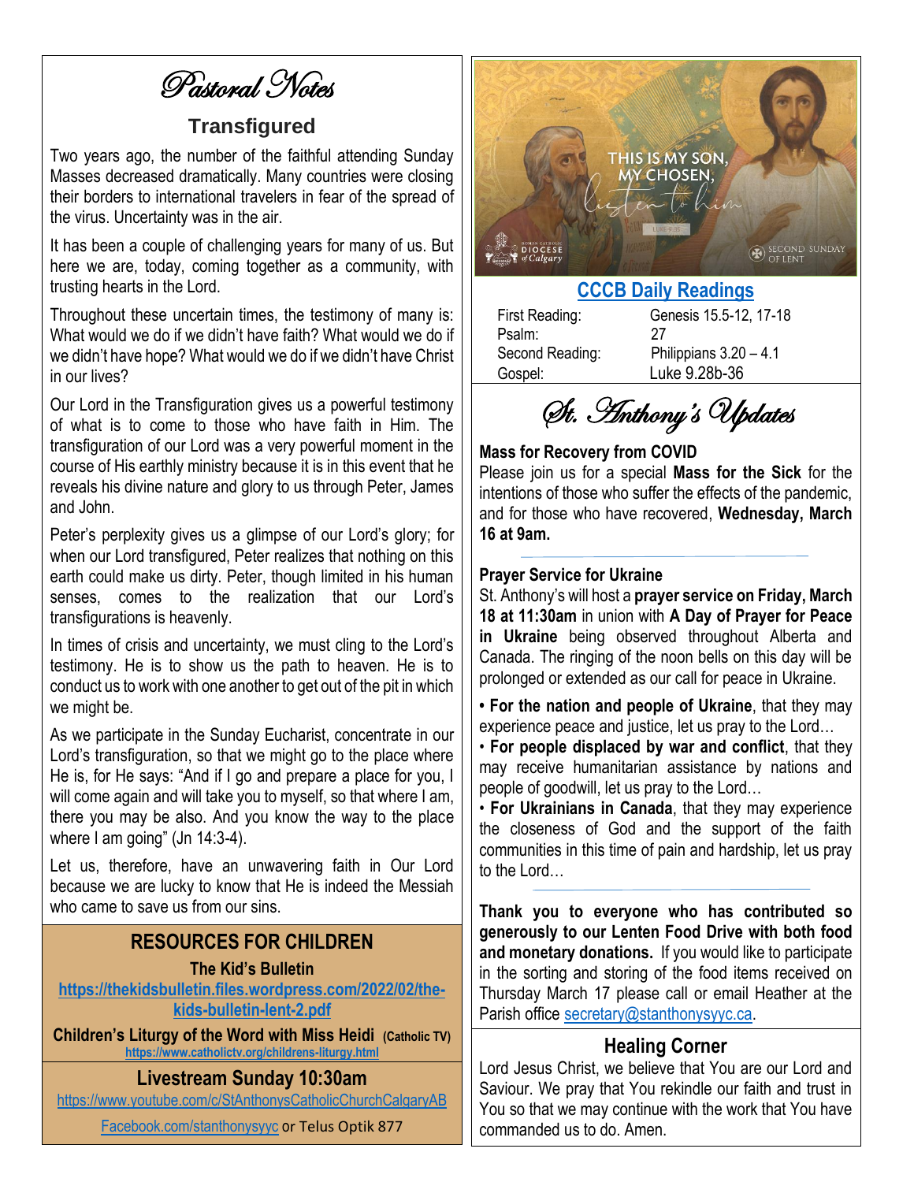# Pastoral Notes

## Transfigured

Two years ago, the number of the faithful attending Sunday Masses decreased dramatically. Many countries were closing their borders to international travelers in fear of the spread of the virus. Uncertainty was in the air.

It has been a couple of challenging years for many of us. But here we are, today, coming together as a community, with trusting hearts in the Lord.

Throughout these uncertain times, the testimony of many is: What would we do if we didn't have faith? What would we do if we didn't have hope? What would we do if we didn't have Christ in our lives?

Our Lord in the Transfiguration gives us a powerful testimony of what is to come to those who have faith in Him. The transfiguration of our Lord was a very powerful moment in the course of His earthly ministry because it is in this event that he reveals his divine nature and glory to us through Peter, James and John.

Peter's perplexity gives us a glimpse of our Lord's glory; for when our Lord transfigured, Peter realizes that nothing on this earth could make us dirty. Peter, though limited in his human senses, comes to the realization that our Lord's transfigurations is heavenly.

In times of crisis and uncertainty, we must cling to the Lord's testimony. He is to show us the path to heaven. He is to conduct us to work with one another to get out of the pit in which we might be.

As we participate in the Sunday Eucharist, concentrate in our Lord's transfiguration, so that we might go to the place where He is, for He says: "And if I go and prepare a place for you, I will come again and will take you to myself, so that where I am, there you may be also. And you know the way to the place where I am going" (Jn 14:3-4).

Let us, therefore, have an unwavering faith in Our Lord because we are lucky to know that He is indeed the Messiah who came to save us from our sins.

## RESOURCES FOR CHILDREN

**The Kid's Bulletin**

**https://thekidsbulletin.files.wordpress.com/2022/02/the-kids-bulletin-lent-2.pdf**

**Children's Liturgy of the Word with Miss Heidi (Catholic TV)**

**https://www.catholictv.org/childrens-liturgy.html**

## Livestream Sunday 10:30am

https://www.youtube.com/c/StAnthonysCatholicChurchCalgaryAB

Facebook.com/stanthonysyyc or Telus Optik 877

THIS IS MY SON, MY CHOSEN, listen to him

LUKE 9:35

ROMAN CATHOLIC DIOCESE of Calgary — SECOND SUNDAY OF LENT

## CCCB Daily Readings

| | |
|---|---|
| First Reading: | Genesis 15.5-12, 17-18 |
| Psalm: | 27 |
| Second Reading: | Philippians 3.20 – 4.1 |
| Gospel: | Luke 9.28b-36 |

# St. Anthony's Updates

**Mass for Recovery from COVID**

Please join us for a special **Mass for the Sick** for the intentions of those who suffer the effects of the pandemic, and for those who have recovered, **Wednesday, March 16 at 9am.**

**Prayer Service for Ukraine**

St. Anthony's will host a **prayer service on Friday, March 18 at 11:30am** in union with **A Day of Prayer for Peace in Ukraine** being observed throughout Alberta and Canada. The ringing of the noon bells on this day will be prolonged or extended as our call for peace in Ukraine.

- **For the nation and people of Ukraine**, that they may experience peace and justice, let us pray to the Lord…
- **For people displaced by war and conflict**, that they may receive humanitarian assistance by nations and people of goodwill, let us pray to the Lord…
- **For Ukrainians in Canada**, that they may experience the closeness of God and the support of the faith communities in this time of pain and hardship, let us pray to the Lord…

**Thank you to everyone who has contributed so generously to our Lenten Food Drive with both food and monetary donations.** If you would like to participate in the sorting and storing of the food items received on Thursday March 17 please call or email Heather at the Parish office secretary@stanthonysyyc.ca.

## Healing Corner

Lord Jesus Christ, we believe that You are our Lord and Saviour. We pray that You rekindle our faith and trust in You so that we may continue with the work that You have commanded us to do. Amen.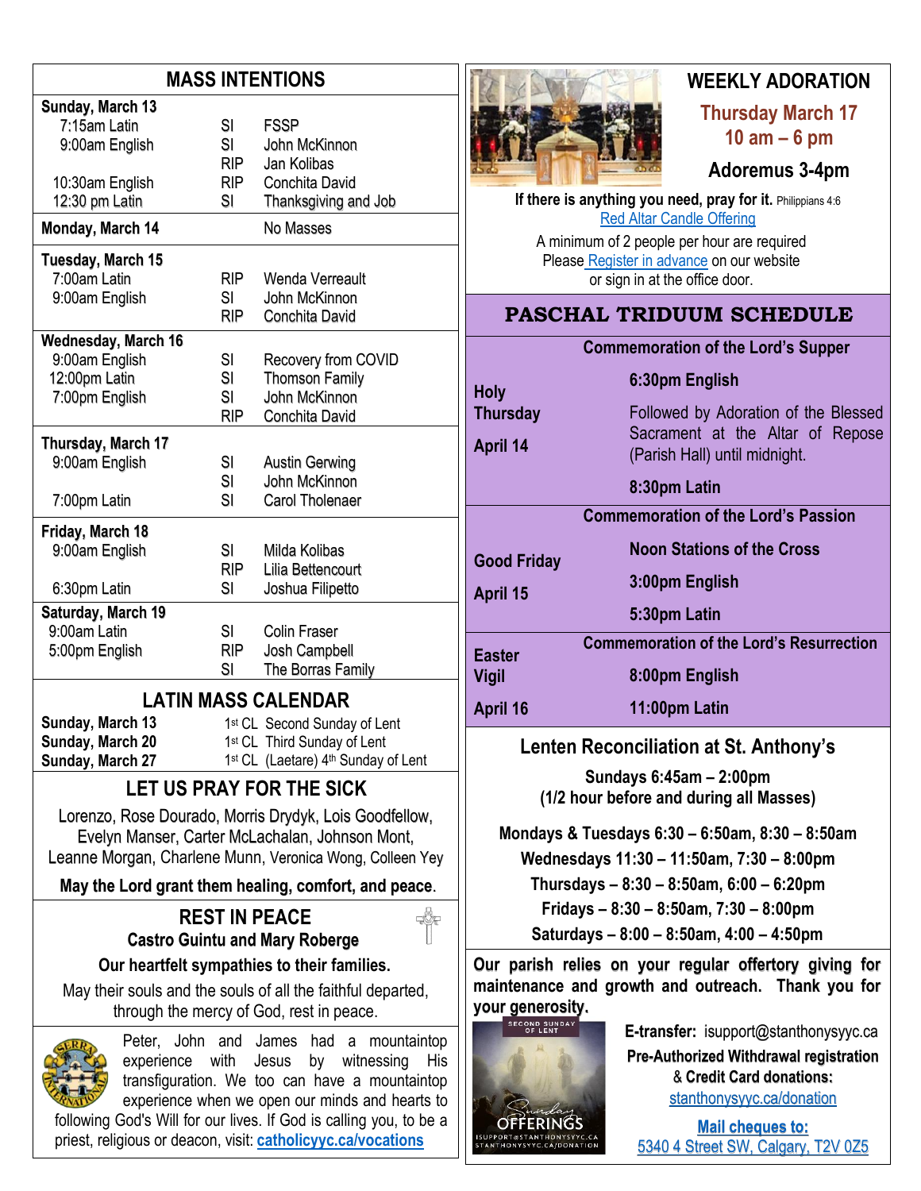## MASS INTENTIONS

| | | |
|---|---|---|
| **Sunday, March 13** | | |
| 7:15am Latin | SI | FSSP |
| 9:00am English | SI | John McKinnon |
| | RIP | Jan Kolibas |
| 10:30am English | RIP | Conchita David |
| 12:30 pm Latin | SI | Thanksgiving and Job |
| **Monday, March 14** | | No Masses |
| **Tuesday, March 15** | | |
| 7:00am Latin | RIP | Wenda Verreault |
| 9:00am English | SI | John McKinnon |
| | RIP | Conchita David |
| **Wednesday, March 16** | | |
| 9:00am English | SI | Recovery from COVID |
| 12:00pm Latin | SI | Thomson Family |
| 7:00pm English | SI | John McKinnon |
| | RIP | Conchita David |
| **Thursday, March 17** | | |
| 9:00am English | SI | Austin Gerwing |
| | SI | John McKinnon |
| 7:00pm Latin | SI | Carol Tholenaer |
| **Friday, March 18** | | |
| 9:00am English | SI | Milda Kolibas |
| | RIP | Lilia Bettencourt |
| 6:30pm Latin | SI | Joshua Filipetto |
| **Saturday, March 19** | | |
| 9:00am Latin | SI | Colin Fraser |
| 5:00pm English | RIP | Josh Campbell |
| | SI | The Borras Family |

## LATIN MASS CALENDAR

| | |
|---|---|
| **Sunday, March 13** | 1st CL Second Sunday of Lent |
| **Sunday, March 20** | 1st CL Third Sunday of Lent |
| **Sunday, March 27** | 1st CL (Laetare) 4th Sunday of Lent |

## LET US PRAY FOR THE SICK

Lorenzo, Rose Dourado, Morris Drydyk, Lois Goodfellow, Evelyn Manser, Carter McLachalan, Johnson Mont, Leanne Morgan, Charlene Munn, Veronica Wong, Colleen Yey

**May the Lord grant them healing, comfort, and peace.**

## REST IN PEACE

**Castro Guintu and Mary Roberge**

**Our heartfelt sympathies to their families.**

May their souls and the souls of all the faithful departed, through the mercy of God, rest in peace.

Peter, John and James had a mountaintop experience with Jesus by witnessing His transfiguration. We too can have a mountaintop experience when we open our minds and hearts to following God's Will for our lives. If God is calling you, to be a priest, religious or deacon, visit: **catholicyyc.ca/vocations**

## WEEKLY ADORATION

**Thursday March 17**
**10 am – 6 pm**

**Adoremus 3-4pm**

**If there is anything you need, pray for it.** Philippians 4:6

Red Altar Candle Offering

A minimum of 2 people per hour are required
Please Register in advance on our website
or sign in at the office door.

## PASCHAL TRIDUUM SCHEDULE

| | |
|---|---|
| | **Commemoration of the Lord's Supper** |
| **Holy Thursday April 14** | **6:30pm English** |
| | Followed by Adoration of the Blessed Sacrament at the Altar of Repose (Parish Hall) until midnight. |
| | **8:30pm Latin** |
| | **Commemoration of the Lord's Passion** |
| **Good Friday April 15** | **Noon Stations of the Cross** |
| | **3:00pm English** |
| | **5:30pm Latin** |
| | **Commemoration of the Lord's Resurrection** |
| **Easter Vigil April 16** | **8:00pm English** |
| | **11:00pm Latin** |

## Lenten Reconciliation at St. Anthony's

**Sundays 6:45am – 2:00pm**
**(1/2 hour before and during all Masses)**

**Mondays & Tuesdays 6:30 – 6:50am, 8:30 – 8:50am**
**Wednesdays 11:30 – 11:50am, 7:30 – 8:00pm**
**Thursdays – 8:30 – 8:50am, 6:00 – 6:20pm**
**Fridays – 8:30 – 8:50am, 7:30 – 8:00pm**
**Saturdays – 8:00 – 8:50am, 4:00 – 4:50pm**

**Our parish relies on your regular offertory giving for maintenance and growth and outreach. Thank you for your generosity.**

**E-transfer:** isupport@stanthonysyyc.ca

**Pre-Authorized Withdrawal registration & Credit Card donations:**
stanthonysyyc.ca/donation

**Mail cheques to:**
5340 4 Street SW, Calgary, T2V 0Z5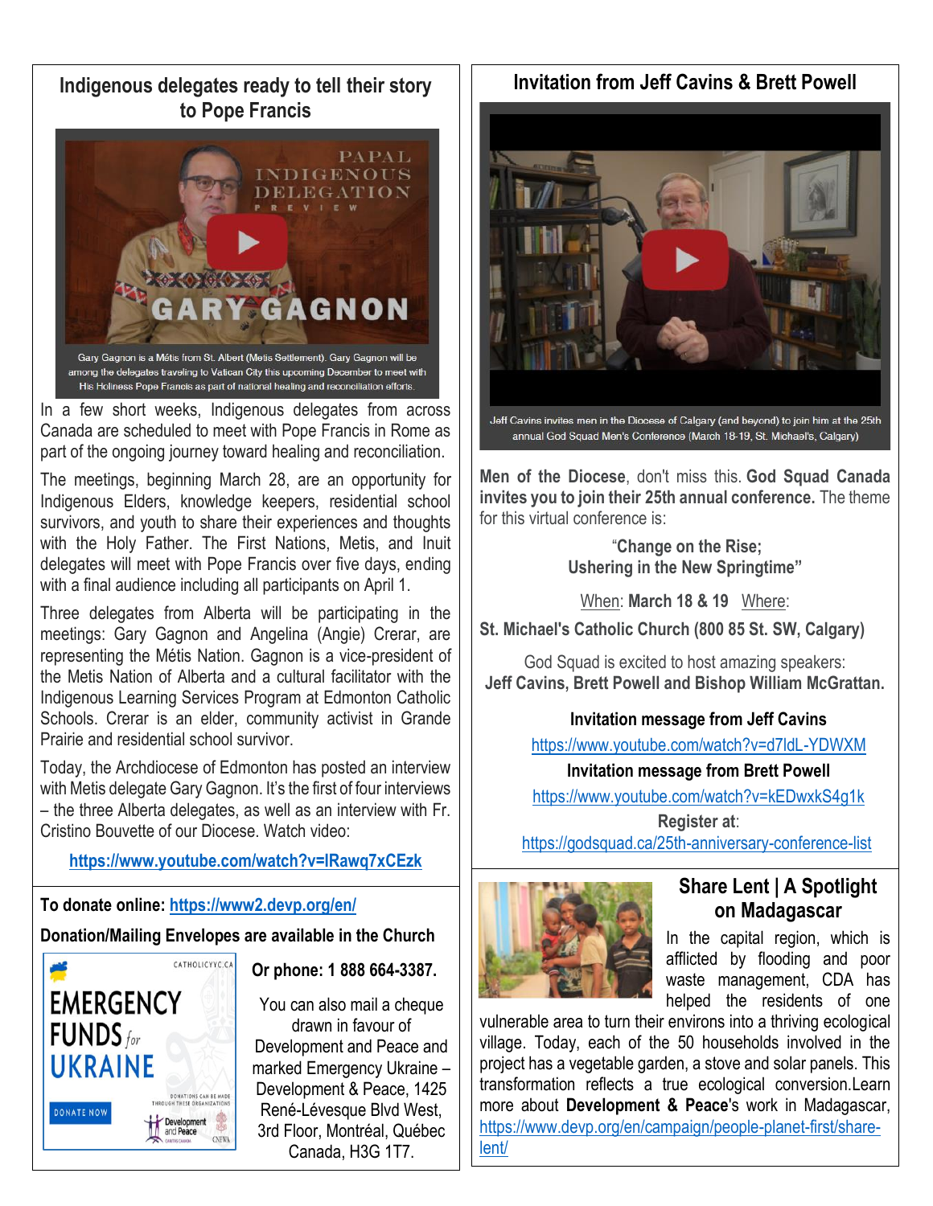## Indigenous delegates ready to tell their story to Pope Francis

PAPAL INDIGENOUS DELEGATION PREVIEW

GARY GAGNON

Gary Gagnon is a Métis from St. Albert (Metis Settlement). Gary Gagnon will be among the delegates traveling to Vatican City this upcoming December to meet with His Holiness Pope Francis as part of national healing and reconciliation efforts.

In a few short weeks, Indigenous delegates from across Canada are scheduled to meet with Pope Francis in Rome as part of the ongoing journey toward healing and reconciliation.

The meetings, beginning March 28, are an opportunity for Indigenous Elders, knowledge keepers, residential school survivors, and youth to share their experiences and thoughts with the Holy Father. The First Nations, Metis, and Inuit delegates will meet with Pope Francis over five days, ending with a final audience including all participants on April 1.

Three delegates from Alberta will be participating in the meetings: Gary Gagnon and Angelina (Angie) Crerar, are representing the Métis Nation. Gagnon is a vice-president of the Metis Nation of Alberta and a cultural facilitator with the Indigenous Learning Services Program at Edmonton Catholic Schools. Crerar is an elder, community activist in Grande Prairie and residential school survivor.

Today, the Archdiocese of Edmonton has posted an interview with Metis delegate Gary Gagnon. It's the first of four interviews – the three Alberta delegates, as well as an interview with Fr. Cristino Bouvette of our Diocese. Watch video:

**https://www.youtube.com/watch?v=lRawq7xCEzk**

---

**To donate online: https://www2.devp.org/en/**

**Donation/Mailing Envelopes are available in the Church**

CATHOLICYYC.CA

EMERGENCY FUNDS for UKRAINE

DONATE NOW

DONATIONS CAN BE MADE THROUGH THESE ORGANIZATIONS

Development and Peace

CNEWA

**Or phone: 1 888 664-3387.**

You can also mail a cheque drawn in favour of Development and Peace and marked Emergency Ukraine – Development & Peace, 1425 René-Lévesque Blvd West, 3rd Floor, Montréal, Québec Canada, H3G 1T7.

---

## Invitation from Jeff Cavins & Brett Powell

Jeff Cavins invites men in the Diocese of Calgary (and beyond) to join him at the 25th annual God Squad Men's Conference (March 18-19, St. Michael's, Calgary)

**Men of the Diocese**, don't miss this. **God Squad Canada invites you to join their 25th annual conference.** The theme for this virtual conference is:

"**Change on the Rise;**
**Ushering in the New Springtime**"

When: **March 18 & 19** Where:

**St. Michael's Catholic Church (800 85 St. SW, Calgary)**

God Squad is excited to host amazing speakers:
**Jeff Cavins, Brett Powell and Bishop William McGrattan.**

**Invitation message from Jeff Cavins**

https://www.youtube.com/watch?v=d7ldL-YDWXM

**Invitation message from Brett Powell**

https://www.youtube.com/watch?v=kEDwxkS4g1k

**Register at**:

https://godsquad.ca/25th-anniversary-conference-list

---

## Share Lent | A Spotlight on Madagascar

In the capital region, which is afflicted by flooding and poor waste management, CDA has helped the residents of one vulnerable area to turn their environs into a thriving ecological village. Today, each of the 50 households involved in the project has a vegetable garden, a stove and solar panels. This transformation reflects a true ecological conversion.Learn more about **Development & Peace**'s work in Madagascar, https://www.devp.org/en/campaign/people-planet-first/share-lent/